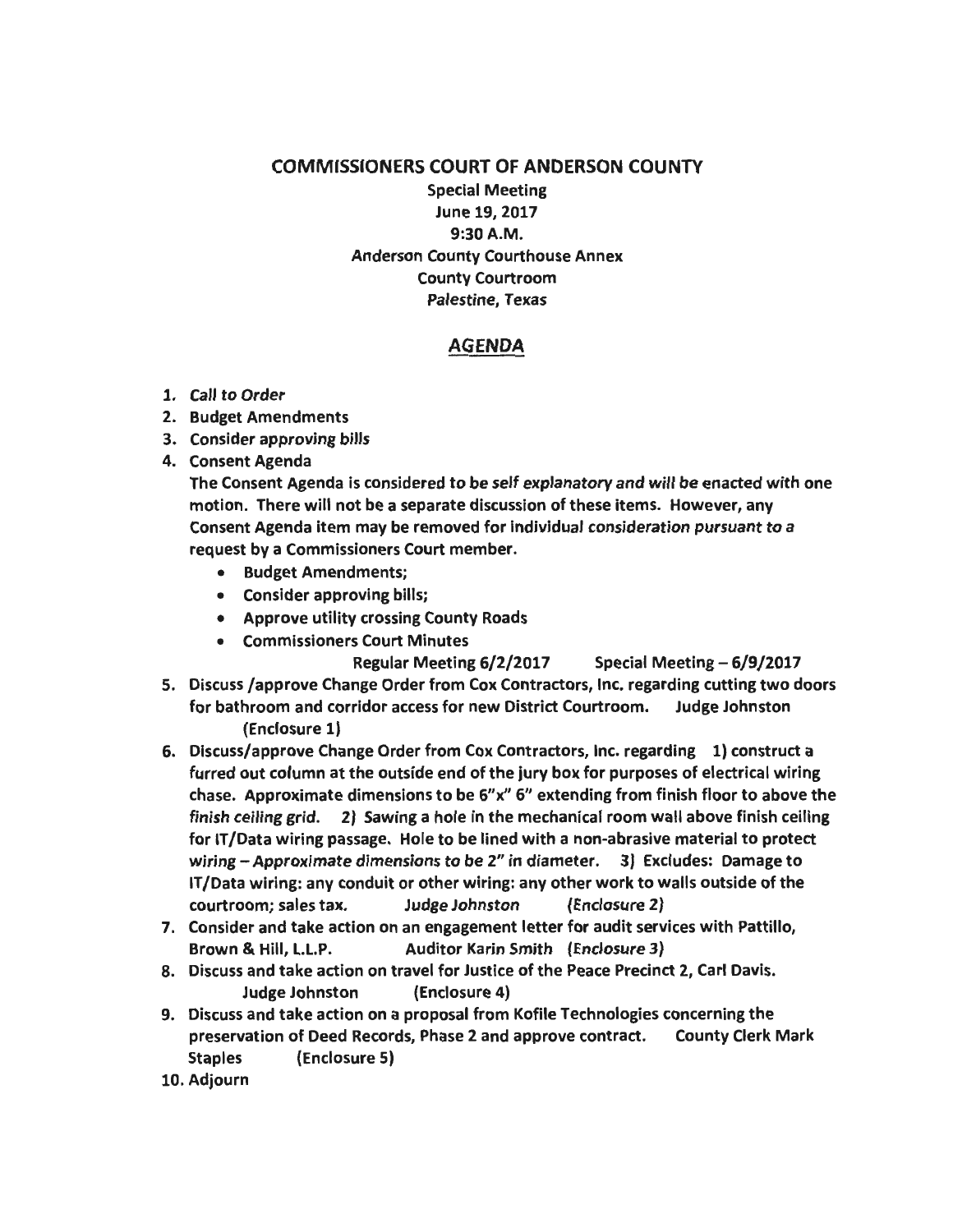# COMMISSIONERS COURT OF ANDERSON COUNTY

**Special Meeting**
**June 19, 2017**
**9:30 A.M.**
**Anderson County Courthouse Annex**
**County Courtroom**
**Palestine, Texas**

## AGENDA

1. Call to Order
2. Budget Amendments
3. Consider approving bills
4. Consent Agenda

   The Consent Agenda is considered to be self explanatory and will be enacted with one motion. There will not be a separate discussion of these items. However, any Consent Agenda item may be removed for individual consideration pursuant to a request by a Commissioners Court member.

   - Budget Amendments;
   - Consider approving bills;
   - Approve utility crossing County Roads
   - Commissioners Court Minutes

     Regular Meeting 6/2/2017     Special Meeting – 6/9/2017

5. Discuss /approve Change Order from Cox Contractors, Inc. regarding cutting two doors for bathroom and corridor access for new District Courtroom.     Judge Johnston (Enclosure 1)
6. Discuss/approve Change Order from Cox Contractors, Inc. regarding 1) construct a furred out column at the outside end of the jury box for purposes of electrical wiring chase. Approximate dimensions to be 6"x" 6" extending from finish floor to above the finish ceiling grid. 2) Sawing a hole in the mechanical room wall above finish ceiling for IT/Data wiring passage. Hole to be lined with a non-abrasive material to protect wiring – Approximate dimensions to be 2" in diameter. 3) Excludes: Damage to IT/Data wiring: any conduit or other wiring: any other work to walls outside of the courtroom; sales tax.     Judge Johnston     (Enclosure 2)
7. Consider and take action on an engagement letter for audit services with Pattillo, Brown & Hill, L.L.P.     Auditor Karin Smith (Enclosure 3)
8. Discuss and take action on travel for Justice of the Peace Precinct 2, Carl Davis.     Judge Johnston     (Enclosure 4)
9. Discuss and take action on a proposal from Kofile Technologies concerning the preservation of Deed Records, Phase 2 and approve contract.     County Clerk Mark Staples     (Enclosure 5)
10. Adjourn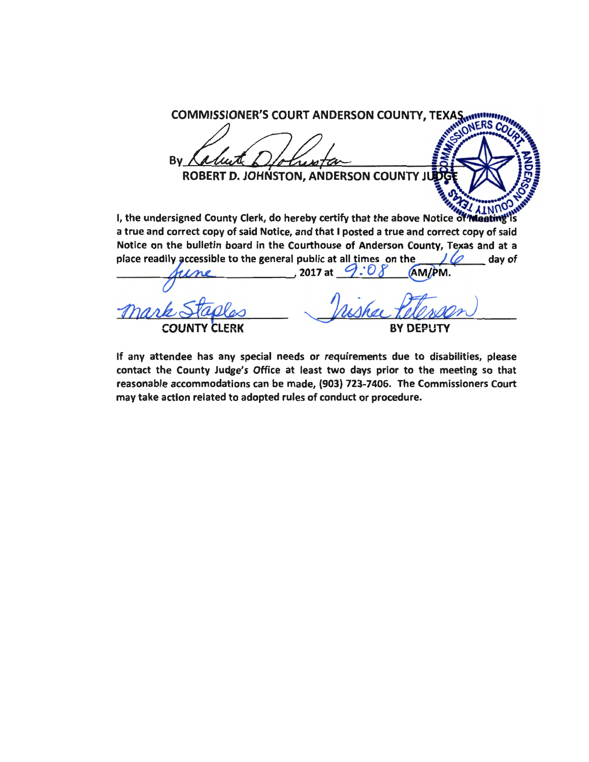COMMISSIONER'S COURT ANDERSON COUNTY, TEXAS

By Robert D. Johnston

ROBERT D. JOHNSTON, ANDERSON COUNTY JUDGE

I, the undersigned County Clerk, do hereby certify that the above Notice of Meeting is a true and correct copy of said Notice, and that I posted a true and correct copy of said Notice on the bulletin board in the Courthouse of Anderson County, Texas and at a place readily accessible to the general public at all times on the 16 day of June, 2017 at 9:08 AM/PM.

Mark Staples
COUNTY CLERK

Trisha Peterson
BY DEPUTY

If any attendee has any special needs or requirements due to disabilities, please contact the County Judge's Office at least two days prior to the meeting so that reasonable accommodations can be made, (903) 723-7406. The Commissioners Court may take action related to adopted rules of conduct or procedure.